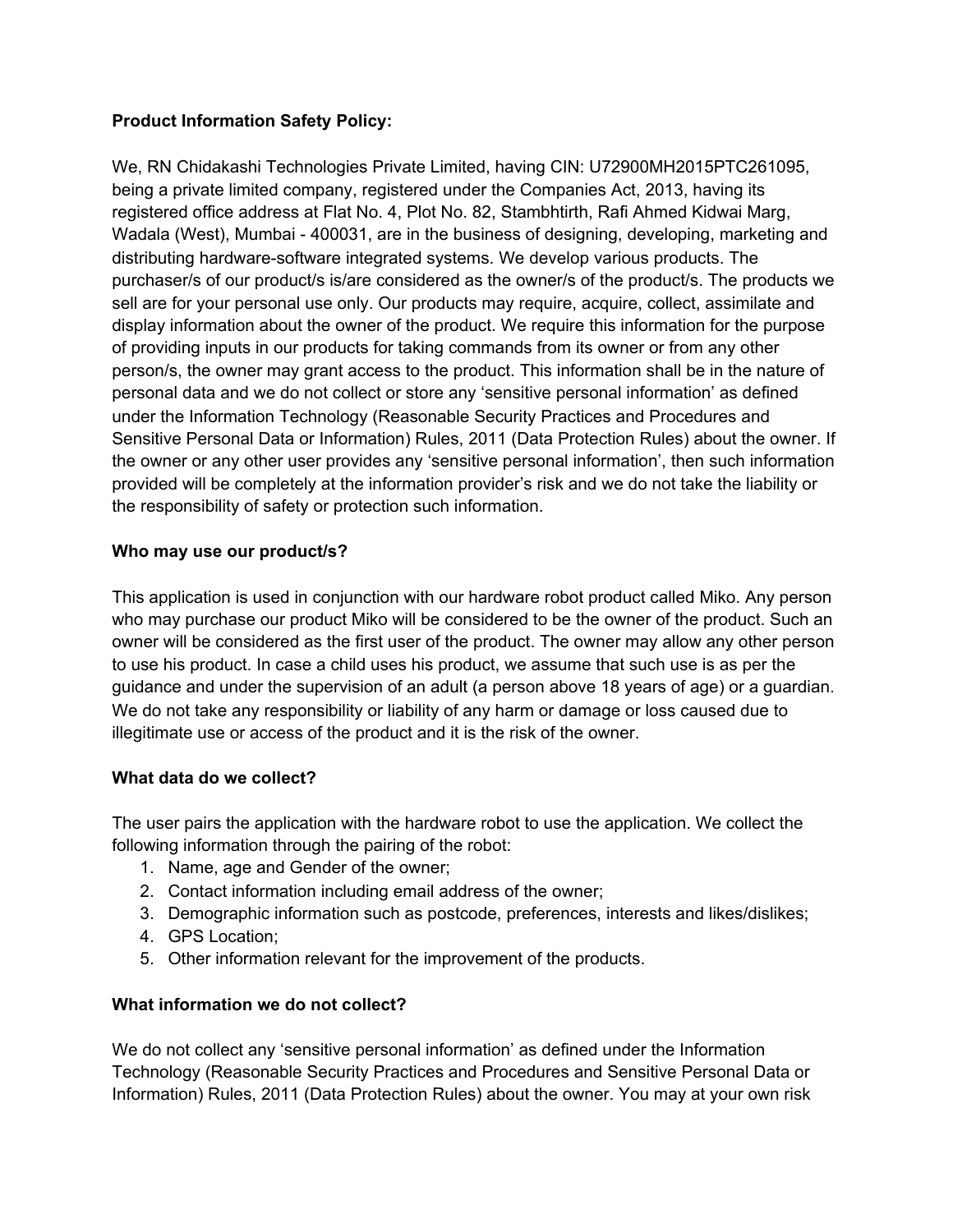**Product Information Safety Policy:**

We, RN Chidakashi Technologies Private Limited, having CIN: U72900MH2015PTC261095, being a private limited company, registered under the Companies Act, 2013, having its registered office address at Flat No. 4, Plot No. 82, Stambhtirth, Rafi Ahmed Kidwai Marg, Wadala (West), Mumbai - 400031, are in the business of designing, developing, marketing and distributing hardware-software integrated systems. We develop various products. The purchaser/s of our product/s is/are considered as the owner/s of the product/s. The products we sell are for your personal use only. Our products may require, acquire, collect, assimilate and display information about the owner of the product. We require this information for the purpose of providing inputs in our products for taking commands from its owner or from any other person/s, the owner may grant access to the product. This information shall be in the nature of personal data and we do not collect or store any 'sensitive personal information' as defined under the Information Technology (Reasonable Security Practices and Procedures and Sensitive Personal Data or Information) Rules, 2011 (Data Protection Rules) about the owner. If the owner or any other user provides any 'sensitive personal information', then such information provided will be completely at the information provider's risk and we do not take the liability or the responsibility of safety or protection such information.

**Who may use our product/s?**

This application is used in conjunction with our hardware robot product called Miko. Any person who may purchase our product Miko will be considered to be the owner of the product. Such an owner will be considered as the first user of the product. The owner may allow any other person to use his product. In case a child uses his product, we assume that such use is as per the guidance and under the supervision of an adult (a person above 18 years of age) or a guardian. We do not take any responsibility or liability of any harm or damage or loss caused due to illegitimate use or access of the product and it is the risk of the owner.

**What data do we collect?**

The user pairs the application with the hardware robot to use the application. We collect the following information through the pairing of the robot:

1. Name, age and Gender of the owner;
2. Contact information including email address of the owner;
3. Demographic information such as postcode, preferences, interests and likes/dislikes;
4. GPS Location;
5. Other information relevant for the improvement of the products.

**What information we do not collect?**

We do not collect any 'sensitive personal information' as defined under the Information Technology (Reasonable Security Practices and Procedures and Sensitive Personal Data or Information) Rules, 2011 (Data Protection Rules) about the owner. You may at your own risk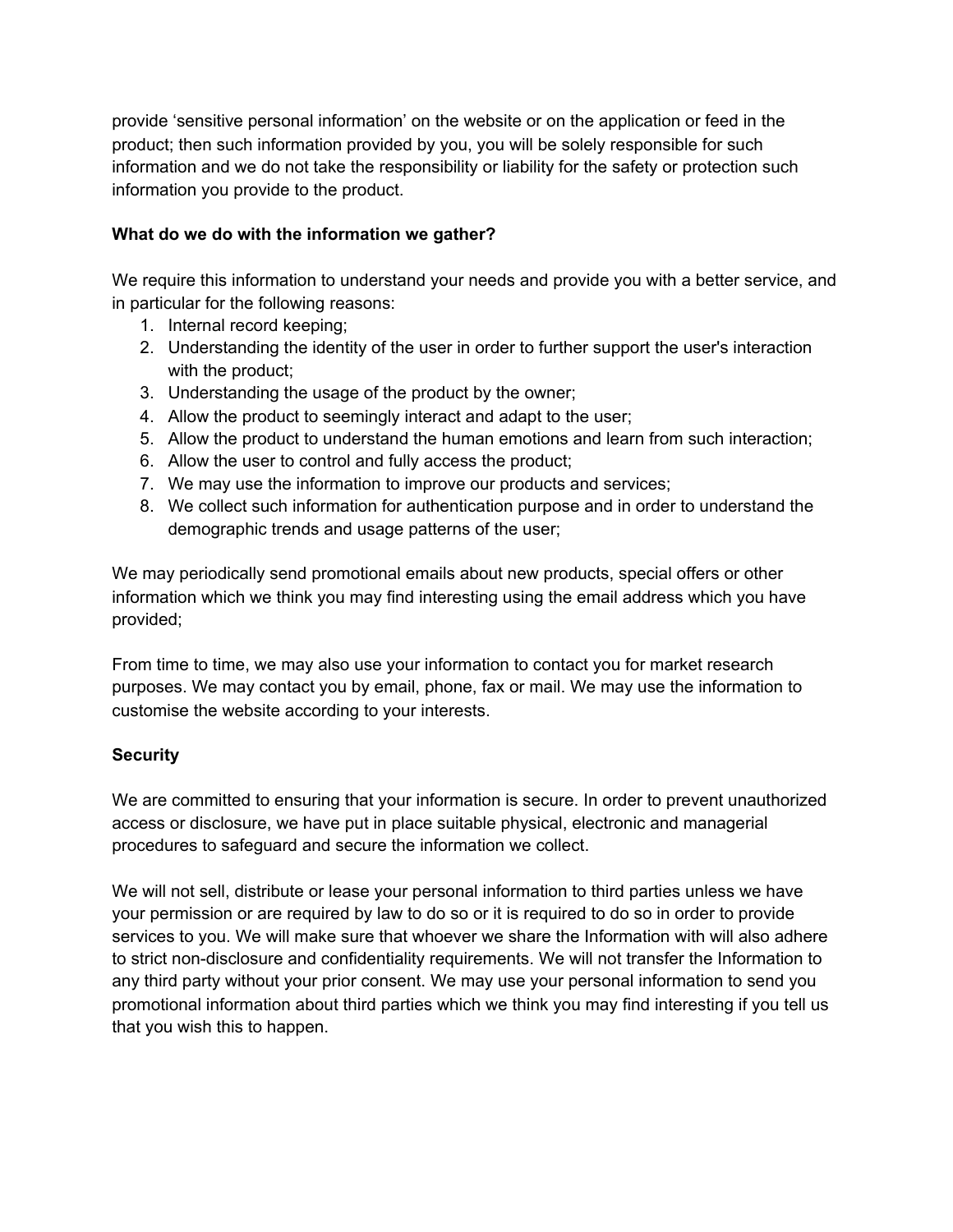provide 'sensitive personal information' on the website or on the application or feed in the product; then such information provided by you, you will be solely responsible for such information and we do not take the responsibility or liability for the safety or protection such information you provide to the product.

**What do we do with the information we gather?**

We require this information to understand your needs and provide you with a better service, and in particular for the following reasons:

1. Internal record keeping;
2. Understanding the identity of the user in order to further support the user's interaction with the product;
3. Understanding the usage of the product by the owner;
4. Allow the product to seemingly interact and adapt to the user;
5. Allow the product to understand the human emotions and learn from such interaction;
6. Allow the user to control and fully access the product;
7. We may use the information to improve our products and services;
8. We collect such information for authentication purpose and in order to understand the demographic trends and usage patterns of the user;

We may periodically send promotional emails about new products, special offers or other information which we think you may find interesting using the email address which you have provided;

From time to time, we may also use your information to contact you for market research purposes. We may contact you by email, phone, fax or mail. We may use the information to customise the website according to your interests.

**Security**

We are committed to ensuring that your information is secure. In order to prevent unauthorized access or disclosure, we have put in place suitable physical, electronic and managerial procedures to safeguard and secure the information we collect.

We will not sell, distribute or lease your personal information to third parties unless we have your permission or are required by law to do so or it is required to do so in order to provide services to you. We will make sure that whoever we share the Information with will also adhere to strict non-disclosure and confidentiality requirements. We will not transfer the Information to any third party without your prior consent. We may use your personal information to send you promotional information about third parties which we think you may find interesting if you tell us that you wish this to happen.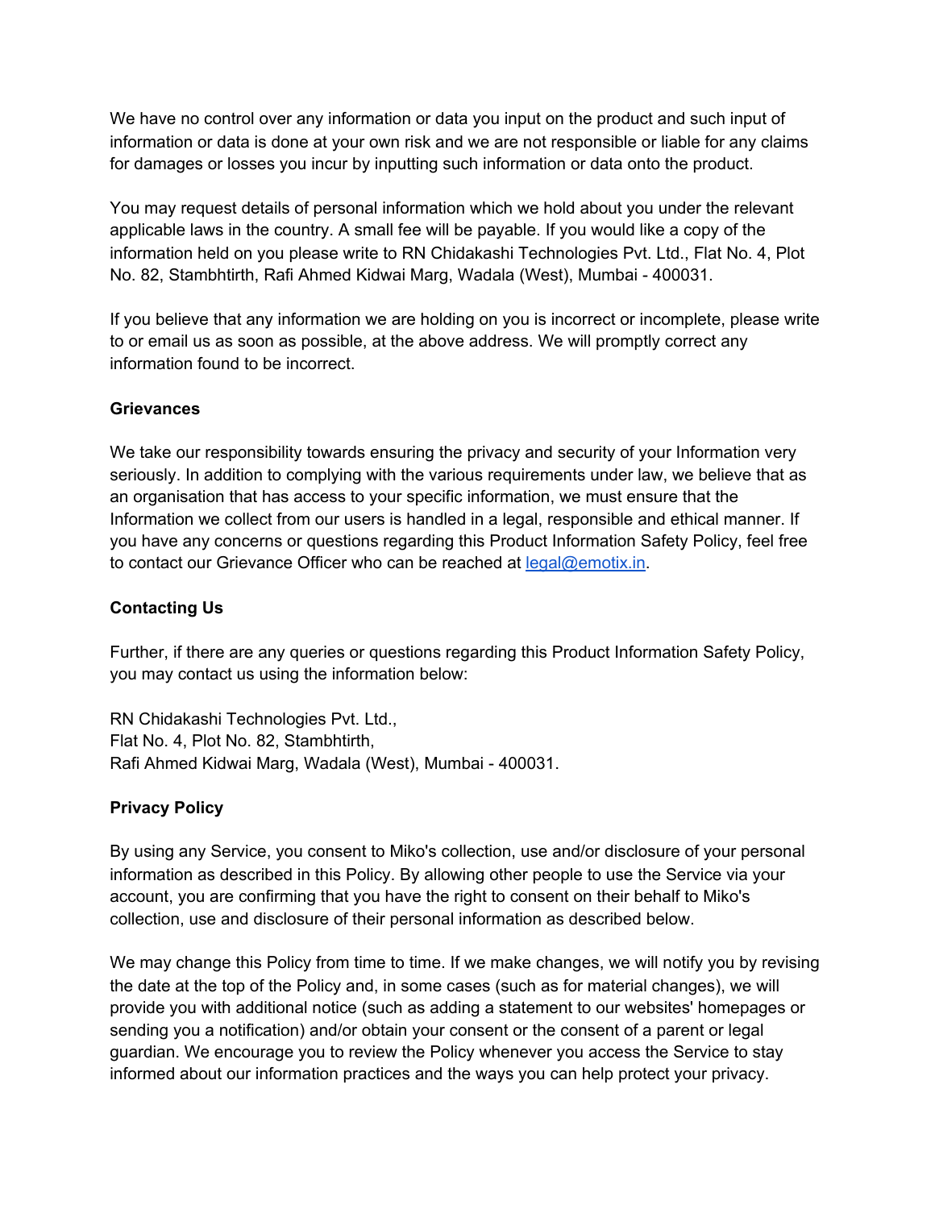We have no control over any information or data you input on the product and such input of information or data is done at your own risk and we are not responsible or liable for any claims for damages or losses you incur by inputting such information or data onto the product.

You may request details of personal information which we hold about you under the relevant applicable laws in the country. A small fee will be payable. If you would like a copy of the information held on you please write to RN Chidakashi Technologies Pvt. Ltd., Flat No. 4, Plot No. 82, Stambhtirth, Rafi Ahmed Kidwai Marg, Wadala (West), Mumbai - 400031.

If you believe that any information we are holding on you is incorrect or incomplete, please write to or email us as soon as possible, at the above address. We will promptly correct any information found to be incorrect.

**Grievances**

We take our responsibility towards ensuring the privacy and security of your Information very seriously. In addition to complying with the various requirements under law, we believe that as an organisation that has access to your specific information, we must ensure that the Information we collect from our users is handled in a legal, responsible and ethical manner. If you have any concerns or questions regarding this Product Information Safety Policy, feel free to contact our Grievance Officer who can be reached at legal@emotix.in.

**Contacting Us**

Further, if there are any queries or questions regarding this Product Information Safety Policy, you may contact us using the information below:

RN Chidakashi Technologies Pvt. Ltd.,
Flat No. 4, Plot No. 82, Stambhtirth,
Rafi Ahmed Kidwai Marg, Wadala (West), Mumbai - 400031.

**Privacy Policy**

By using any Service, you consent to Miko's collection, use and/or disclosure of your personal information as described in this Policy. By allowing other people to use the Service via your account, you are confirming that you have the right to consent on their behalf to Miko's collection, use and disclosure of their personal information as described below.

We may change this Policy from time to time. If we make changes, we will notify you by revising the date at the top of the Policy and, in some cases (such as for material changes), we will provide you with additional notice (such as adding a statement to our websites' homepages or sending you a notification) and/or obtain your consent or the consent of a parent or legal guardian. We encourage you to review the Policy whenever you access the Service to stay informed about our information practices and the ways you can help protect your privacy.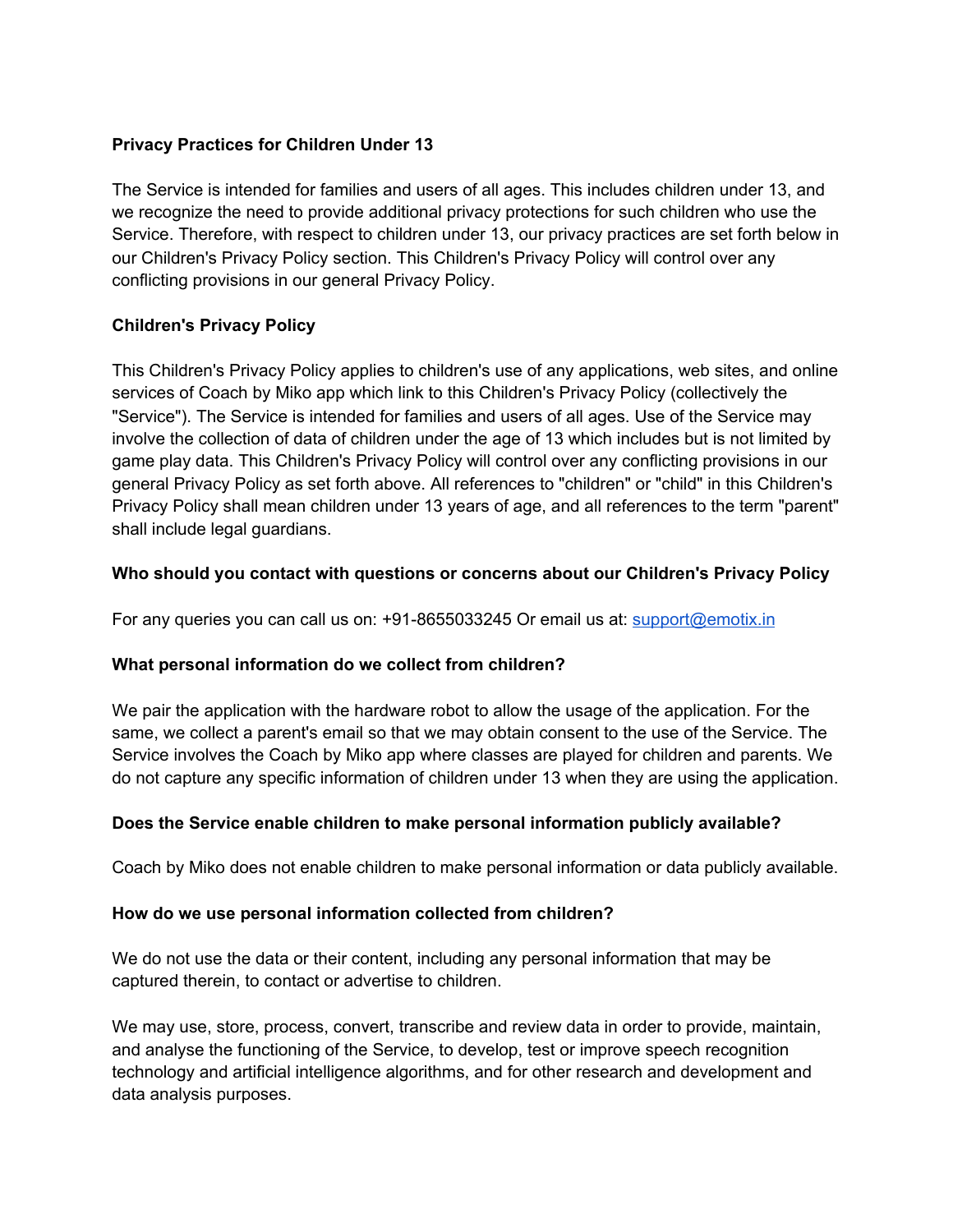**Privacy Practices for Children Under 13**

The Service is intended for families and users of all ages. This includes children under 13, and we recognize the need to provide additional privacy protections for such children who use the Service. Therefore, with respect to children under 13, our privacy practices are set forth below in our Children's Privacy Policy section. This Children's Privacy Policy will control over any conflicting provisions in our general Privacy Policy.

**Children's Privacy Policy**

This Children's Privacy Policy applies to children's use of any applications, web sites, and online services of Coach by Miko app which link to this Children's Privacy Policy (collectively the "Service"). The Service is intended for families and users of all ages. Use of the Service may involve the collection of data of children under the age of 13 which includes but is not limited by game play data. This Children's Privacy Policy will control over any conflicting provisions in our general Privacy Policy as set forth above. All references to "children" or "child" in this Children's Privacy Policy shall mean children under 13 years of age, and all references to the term "parent" shall include legal guardians.

**Who should you contact with questions or concerns about our Children's Privacy Policy**

For any queries you can call us on: +91-8655033245 Or email us at: [support@emotix.in](mailto:support@emotix.in)

**What personal information do we collect from children?**

We pair the application with the hardware robot to allow the usage of the application. For the same, we collect a parent's email so that we may obtain consent to the use of the Service. The Service involves the Coach by Miko app where classes are played for children and parents. We do not capture any specific information of children under 13 when they are using the application.

**Does the Service enable children to make personal information publicly available?**

Coach by Miko does not enable children to make personal information or data publicly available.

**How do we use personal information collected from children?**

We do not use the data or their content, including any personal information that may be captured therein, to contact or advertise to children.

We may use, store, process, convert, transcribe and review data in order to provide, maintain, and analyse the functioning of the Service, to develop, test or improve speech recognition technology and artificial intelligence algorithms, and for other research and development and data analysis purposes.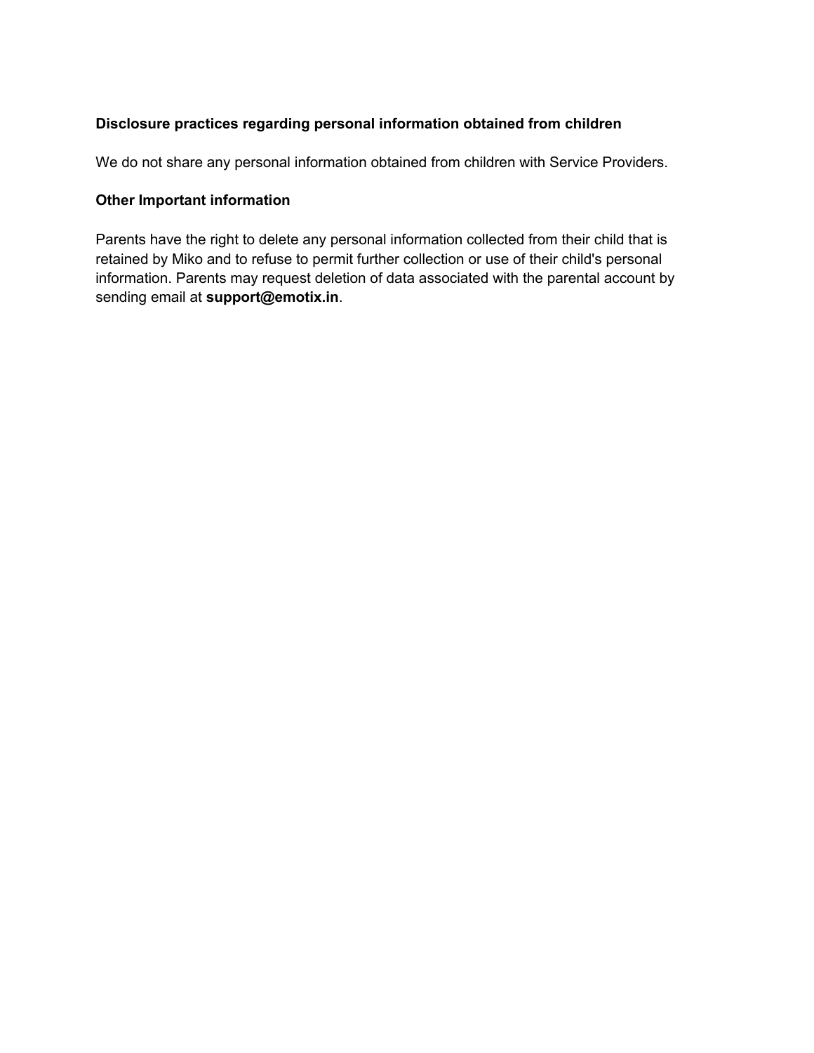**Disclosure practices regarding personal information obtained from children**

We do not share any personal information obtained from children with Service Providers.

**Other Important information**

Parents have the right to delete any personal information collected from their child that is retained by Miko and to refuse to permit further collection or use of their child's personal information. Parents may request deletion of data associated with the parental account by sending email at **support@emotix.in**.